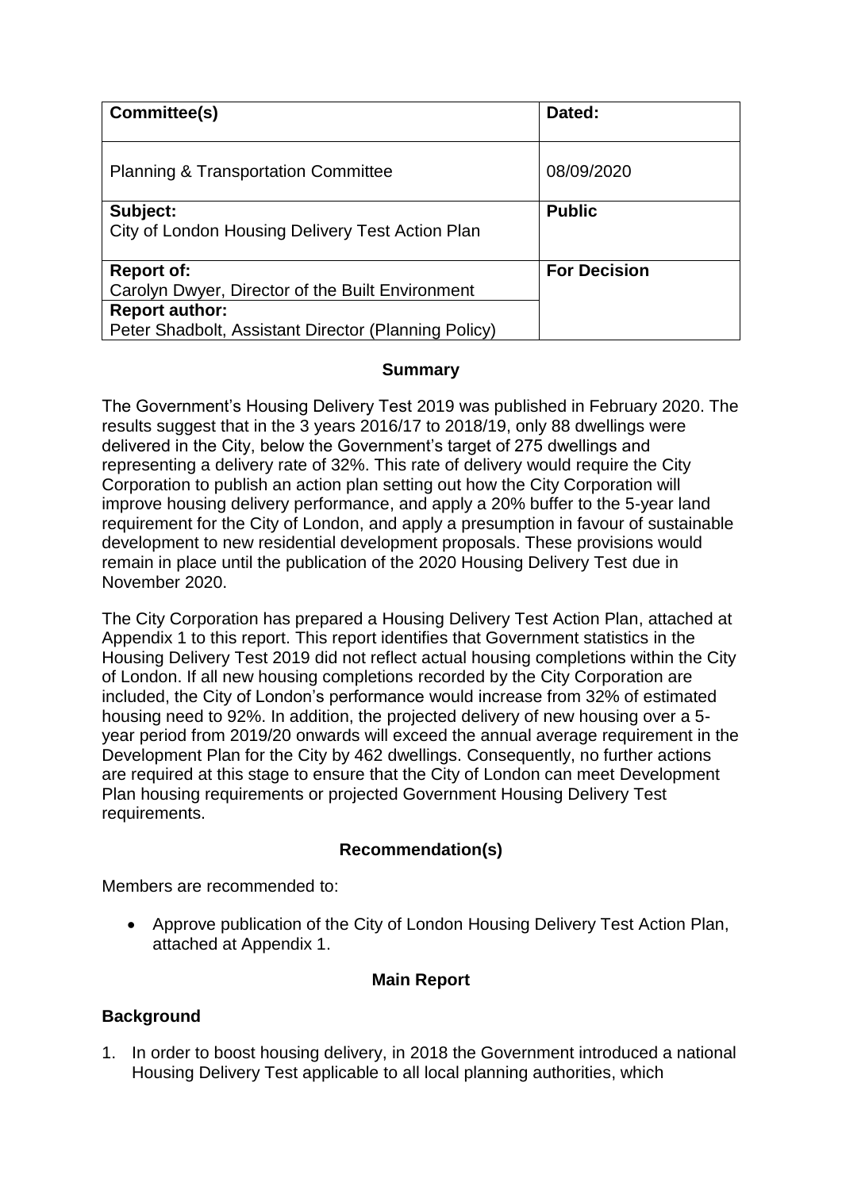| Committee(s) | Dated: |
| --- | --- |
| Planning & Transportation Committee | 08/09/2020 |
| **Subject:**<br>City of London Housing Delivery Test Action Plan | **Public** |
| **Report of:**<br>Carolyn Dwyer, Director of the Built Environment | **For Decision** |
| **Report author:**<br>Peter Shadbolt, Assistant Director (Planning Policy) | |

## Summary

The Government's Housing Delivery Test 2019 was published in February 2020. The results suggest that in the 3 years 2016/17 to 2018/19, only 88 dwellings were delivered in the City, below the Government's target of 275 dwellings and representing a delivery rate of 32%. This rate of delivery would require the City Corporation to publish an action plan setting out how the City Corporation will improve housing delivery performance, and apply a 20% buffer to the 5-year land requirement for the City of London, and apply a presumption in favour of sustainable development to new residential development proposals. These provisions would remain in place until the publication of the 2020 Housing Delivery Test due in November 2020.

The City Corporation has prepared a Housing Delivery Test Action Plan, attached at Appendix 1 to this report. This report identifies that Government statistics in the Housing Delivery Test 2019 did not reflect actual housing completions within the City of London. If all new housing completions recorded by the City Corporation are included, the City of London's performance would increase from 32% of estimated housing need to 92%. In addition, the projected delivery of new housing over a 5-year period from 2019/20 onwards will exceed the annual average requirement in the Development Plan for the City by 462 dwellings. Consequently, no further actions are required at this stage to ensure that the City of London can meet Development Plan housing requirements or projected Government Housing Delivery Test requirements.

## Recommendation(s)

Members are recommended to:

- Approve publication of the City of London Housing Delivery Test Action Plan, attached at Appendix 1.

## Main Report

### Background

1. In order to boost housing delivery, in 2018 the Government introduced a national Housing Delivery Test applicable to all local planning authorities, which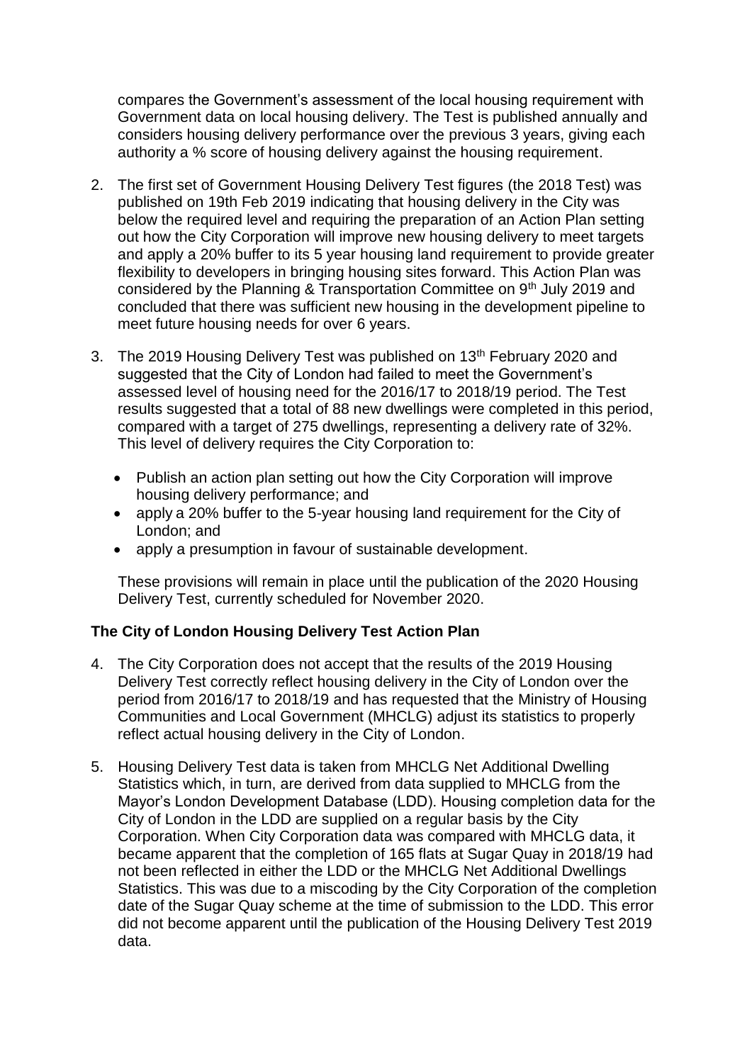compares the Government's assessment of the local housing requirement with Government data on local housing delivery. The Test is published annually and considers housing delivery performance over the previous 3 years, giving each authority a % score of housing delivery against the housing requirement.

2. The first set of Government Housing Delivery Test figures (the 2018 Test) was published on 19th Feb 2019 indicating that housing delivery in the City was below the required level and requiring the preparation of an Action Plan setting out how the City Corporation will improve new housing delivery to meet targets and apply a 20% buffer to its 5 year housing land requirement to provide greater flexibility to developers in bringing housing sites forward. This Action Plan was considered by the Planning & Transportation Committee on 9th July 2019 and concluded that there was sufficient new housing in the development pipeline to meet future housing needs for over 6 years.

3. The 2019 Housing Delivery Test was published on 13th February 2020 and suggested that the City of London had failed to meet the Government's assessed level of housing need for the 2016/17 to 2018/19 period. The Test results suggested that a total of 88 new dwellings were completed in this period, compared with a target of 275 dwellings, representing a delivery rate of 32%. This level of delivery requires the City Corporation to:

   - Publish an action plan setting out how the City Corporation will improve housing delivery performance; and
   - apply a 20% buffer to the 5-year housing land requirement for the City of London; and
   - apply a presumption in favour of sustainable development.

   These provisions will remain in place until the publication of the 2020 Housing Delivery Test, currently scheduled for November 2020.

**The City of London Housing Delivery Test Action Plan**

4. The City Corporation does not accept that the results of the 2019 Housing Delivery Test correctly reflect housing delivery in the City of London over the period from 2016/17 to 2018/19 and has requested that the Ministry of Housing Communities and Local Government (MHCLG) adjust its statistics to properly reflect actual housing delivery in the City of London.

5. Housing Delivery Test data is taken from MHCLG Net Additional Dwelling Statistics which, in turn, are derived from data supplied to MHCLG from the Mayor's London Development Database (LDD). Housing completion data for the City of London in the LDD are supplied on a regular basis by the City Corporation. When City Corporation data was compared with MHCLG data, it became apparent that the completion of 165 flats at Sugar Quay in 2018/19 had not been reflected in either the LDD or the MHCLG Net Additional Dwellings Statistics. This was due to a miscoding by the City Corporation of the completion date of the Sugar Quay scheme at the time of submission to the LDD. This error did not become apparent until the publication of the Housing Delivery Test 2019 data.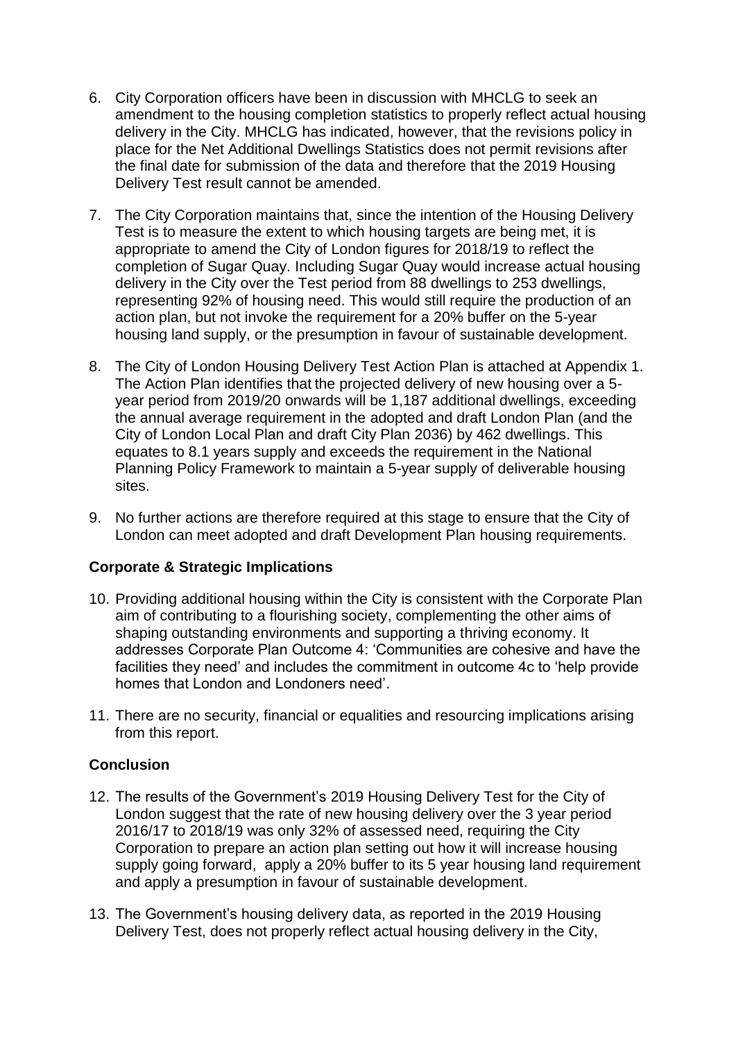6. City Corporation officers have been in discussion with MHCLG to seek an amendment to the housing completion statistics to properly reflect actual housing delivery in the City. MHCLG has indicated, however, that the revisions policy in place for the Net Additional Dwellings Statistics does not permit revisions after the final date for submission of the data and therefore that the 2019 Housing Delivery Test result cannot be amended.

7. The City Corporation maintains that, since the intention of the Housing Delivery Test is to measure the extent to which housing targets are being met, it is appropriate to amend the City of London figures for 2018/19 to reflect the completion of Sugar Quay. Including Sugar Quay would increase actual housing delivery in the City over the Test period from 88 dwellings to 253 dwellings, representing 92% of housing need. This would still require the production of an action plan, but not invoke the requirement for a 20% buffer on the 5-year housing land supply, or the presumption in favour of sustainable development.

8. The City of London Housing Delivery Test Action Plan is attached at Appendix 1. The Action Plan identifies that the projected delivery of new housing over a 5-year period from 2019/20 onwards will be 1,187 additional dwellings, exceeding the annual average requirement in the adopted and draft London Plan (and the City of London Local Plan and draft City Plan 2036) by 462 dwellings. This equates to 8.1 years supply and exceeds the requirement in the National Planning Policy Framework to maintain a 5-year supply of deliverable housing sites.

9. No further actions are therefore required at this stage to ensure that the City of London can meet adopted and draft Development Plan housing requirements.

**Corporate & Strategic Implications**

10. Providing additional housing within the City is consistent with the Corporate Plan aim of contributing to a flourishing society, complementing the other aims of shaping outstanding environments and supporting a thriving economy. It addresses Corporate Plan Outcome 4: 'Communities are cohesive and have the facilities they need' and includes the commitment in outcome 4c to 'help provide homes that London and Londoners need'.

11. There are no security, financial or equalities and resourcing implications arising from this report.

**Conclusion**

12. The results of the Government's 2019 Housing Delivery Test for the City of London suggest that the rate of new housing delivery over the 3 year period 2016/17 to 2018/19 was only 32% of assessed need, requiring the City Corporation to prepare an action plan setting out how it will increase housing supply going forward, apply a 20% buffer to its 5 year housing land requirement and apply a presumption in favour of sustainable development.

13. The Government's housing delivery data, as reported in the 2019 Housing Delivery Test, does not properly reflect actual housing delivery in the City,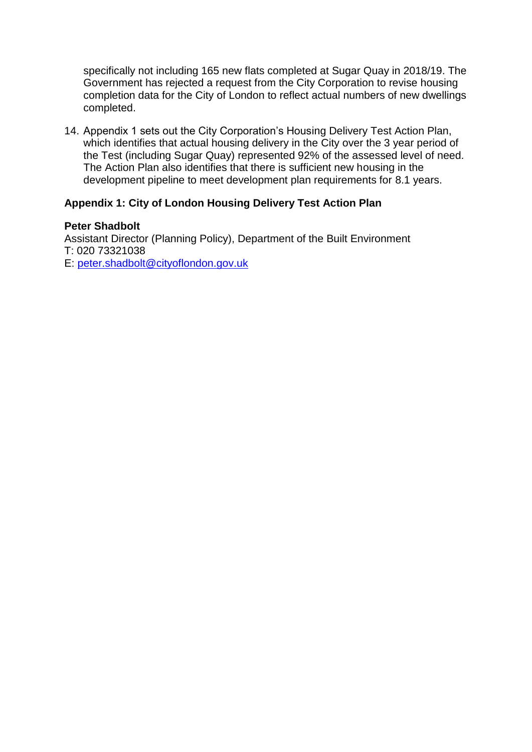specifically not including 165 new flats completed at Sugar Quay in 2018/19. The Government has rejected a request from the City Corporation to revise housing completion data for the City of London to reflect actual numbers of new dwellings completed.

14. Appendix 1 sets out the City Corporation's Housing Delivery Test Action Plan, which identifies that actual housing delivery in the City over the 3 year period of the Test (including Sugar Quay) represented 92% of the assessed level of need. The Action Plan also identifies that there is sufficient new housing in the development pipeline to meet development plan requirements for 8.1 years.

**Appendix 1: City of London Housing Delivery Test Action Plan**

**Peter Shadbolt**
Assistant Director (Planning Policy), Department of the Built Environment
T: 020 73321038
E: peter.shadbolt@cityoflondon.gov.uk